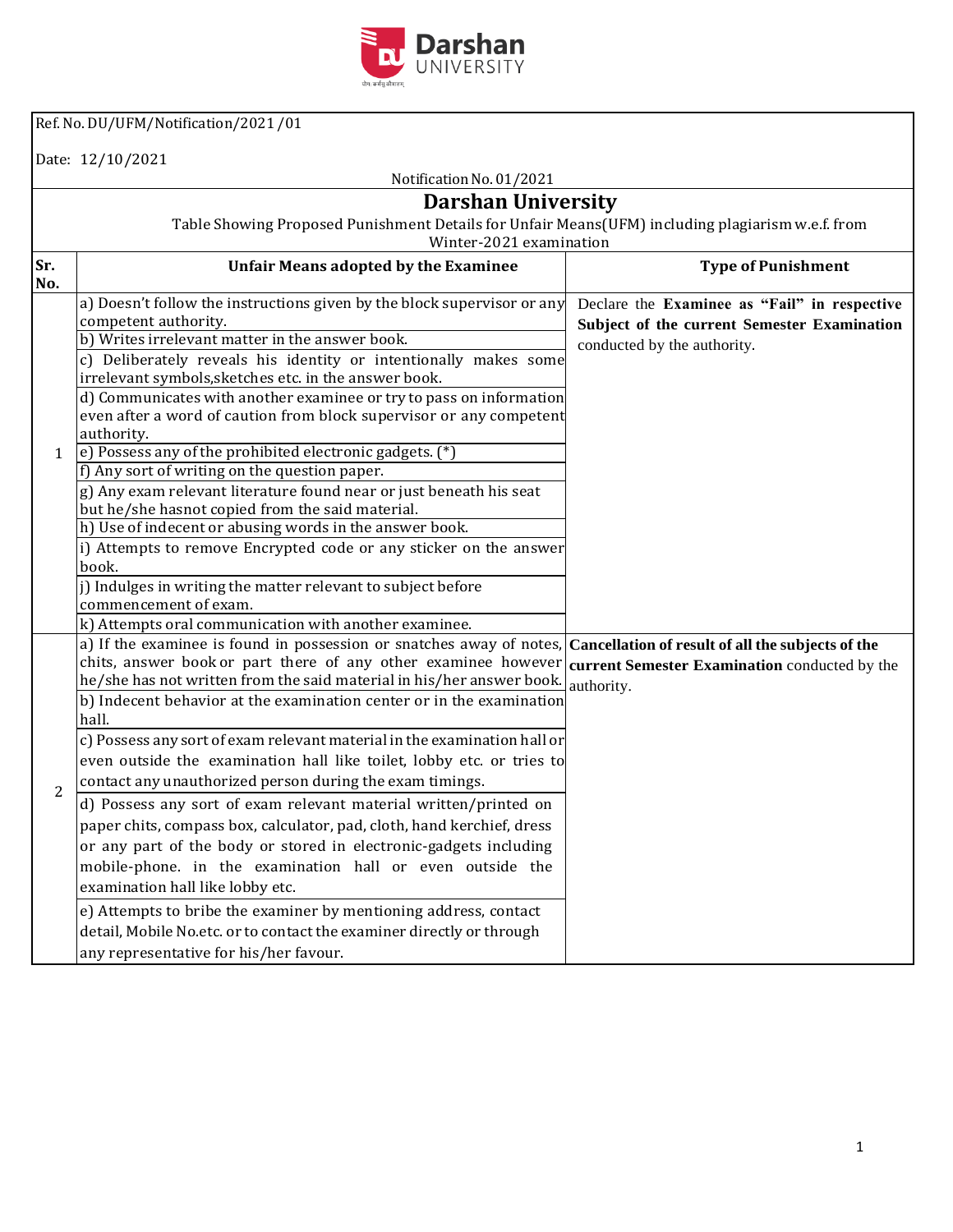Ref. No. DU/UFM/Notification/2021/01

Date: 12/10/2021

Notification No. 01/2021

# Darshan University

Table Showing Proposed Punishment Details for Unfair Means(UFM) including plagiarism w.e.f. from Winter-2021 examination

| Sr. No. | Unfair Means adopted by the Examinee | Type of Punishment |
|---|---|---|
| 1 | a) Doesn't follow the instructions given by the block supervisor or any competent authority. | Declare the **Examinee as "Fail" in respective Subject of the current Semester Examination** conducted by the authority. |
| | b) Writes irrelevant matter in the answer book. | |
| | c) Deliberately reveals his identity or intentionally makes some irrelevant symbols,sketches etc. in the answer book. | |
| | d) Communicates with another examinee or try to pass on information even after a word of caution from block supervisor or any competent authority. | |
| | e) Possess any of the prohibited electronic gadgets. (*) | |
| | f) Any sort of writing on the question paper. | |
| | g) Any exam relevant literature found near or just beneath his seat but he/she hasnot copied from the said material. | |
| | h) Use of indecent or abusing words in the answer book. | |
| | i) Attempts to remove Encrypted code or any sticker on the answer book. | |
| | j) Indulges in writing the matter relevant to subject before commencement of exam. | |
| | k) Attempts oral communication with another examinee. | |
| 2 | a) If the examinee is found in possession or snatches away of notes, chits, answer book or part there of any other examinee however he/she has not written from the said material in his/her answer book. | **Cancellation of result of all the subjects of the current Semester Examination** conducted by the authority. |
| | b) Indecent behavior at the examination center or in the examination hall. | |
| | c) Possess any sort of exam relevant material in the examination hall or even outside the examination hall like toilet, lobby etc. or tries to contact any unauthorized person during the exam timings. | |
| | d) Possess any sort of exam relevant material written/printed on paper chits, compass box, calculator, pad, cloth, hand kerchief, dress or any part of the body or stored in electronic-gadgets including mobile-phone. in the examination hall or even outside the examination hall like lobby etc. | |
| | e) Attempts to bribe the examiner by mentioning address, contact detail, Mobile No.etc. or to contact the examiner directly or through any representative for his/her favour. | |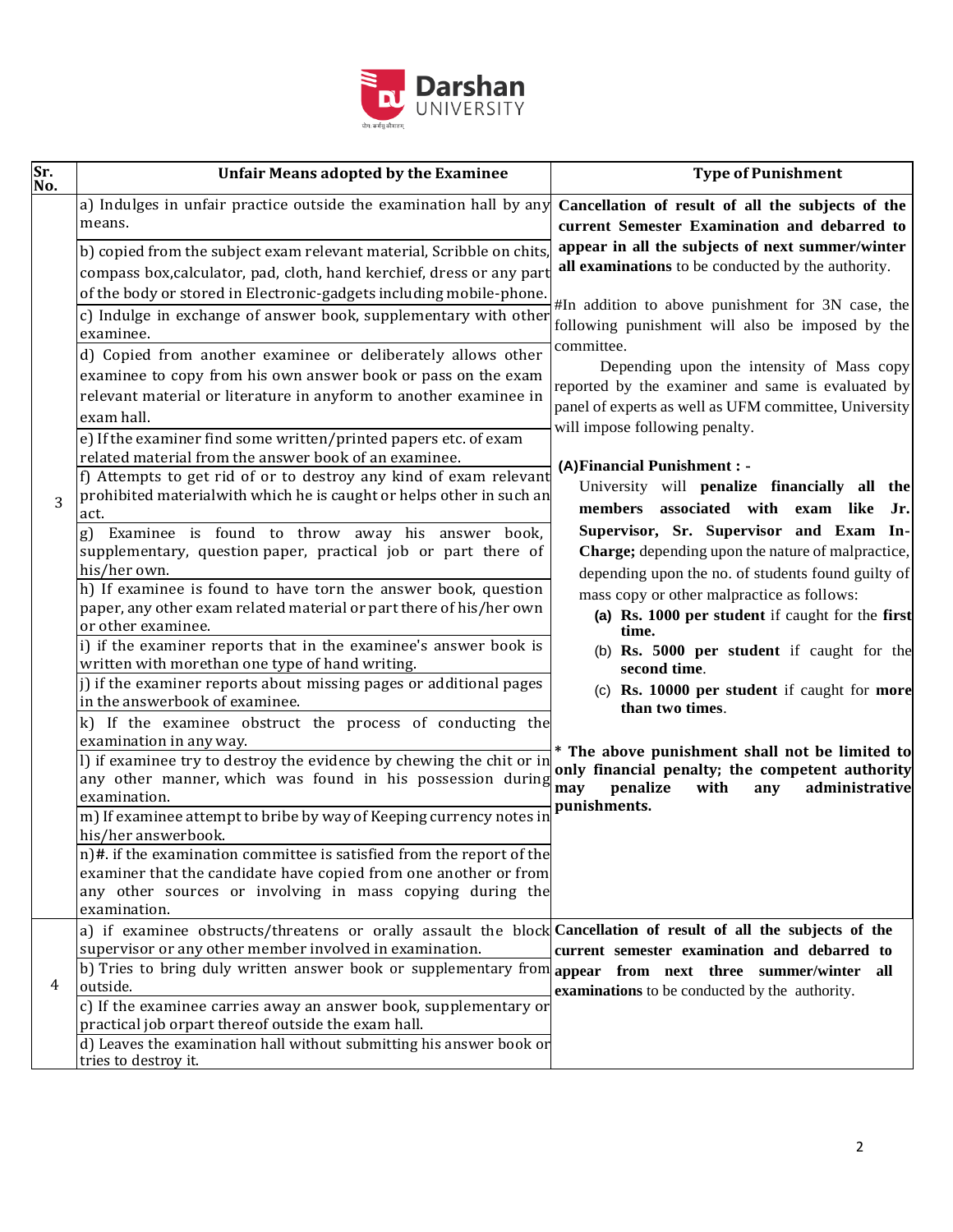| Sr. No. | Unfair Means adopted by the Examinee | Type of Punishment |
|---|---|---|
| 3 | a) Indulges in unfair practice outside the examination hall by any means.<br>b) copied from the subject exam relevant material, Scribble on chits, compass box,calculator, pad, cloth, hand kerchief, dress or any part of the body or stored in Electronic-gadgets including mobile-phone.<br>c) Indulge in exchange of answer book, supplementary with other examinee.<br>d) Copied from another examinee or deliberately allows other examinee to copy from his own answer book or pass on the exam relevant material or literature in anyform to another examinee in exam hall.<br>e) If the examiner find some written/printed papers etc. of exam related material from the answer book of an examinee.<br>f) Attempts to get rid of or to destroy any kind of exam relevant prohibited materialwith which he is caught or helps other in such an act.<br>g) Examinee is found to throw away his answer book, supplementary, question paper, practical job or part there of his/her own.<br>h) If examinee is found to have torn the answer book, question paper, any other exam related material or part there of his/her own or other examinee.<br>i) if the examiner reports that in the examinee's answer book is written with morethan one type of hand writing.<br>j) if the examiner reports about missing pages or additional pages in the answerbook of examinee.<br>k) If the examinee obstruct the process of conducting the examination in any way.<br>l) if examinee try to destroy the evidence by chewing the chit or in any other manner, which was found in his possession during examination.<br>m) If examinee attempt to bribe by way of Keeping currency notes in his/her answerbook.<br>n)#. if the examination committee is satisfied from the report of the examiner that the candidate have copied from one another or from any other sources or involving in mass copying during the examination. | **Cancellation of result of all the subjects of the current Semester Examination and debarred to appear in all the subjects of next summer/winter all examinations** to be conducted by the authority.<br><br>#In addition to above punishment for 3N case, the following punishment will also be imposed by the committee.<br>Depending upon the intensity of Mass copy reported by the examiner and same is evaluated by panel of experts as well as UFM committee, University will impose following penalty.<br><br>**(A)Financial Punishment : -**<br>University will **penalize financially all the members associated with exam like Jr. Supervisor, Sr. Supervisor and Exam In-Charge;** depending upon the nature of malpractice, depending upon the no. of students found guilty of mass copy or other malpractice as follows:<br>**(a) Rs. 1000 per student** if caught for the **first time.**<br>(b) **Rs. 5000 per student** if caught for the **second time**.<br>(c) **Rs. 10000 per student** if caught for **more than two times**.<br><br>**\* The above punishment shall not be limited to only financial penalty; the competent authority may penalize with any administrative punishments.** |
| 4 | a) if examinee obstructs/threatens or orally assault the block supervisor or any other member involved in examination.<br>b) Tries to bring duly written answer book or supplementary from outside.<br>c) If the examinee carries away an answer book, supplementary or practical job orpart thereof outside the exam hall.<br>d) Leaves the examination hall without submitting his answer book or tries to destroy it. | **Cancellation of result of all the subjects of the current semester examination and debarred to appear from next three summer/winter all examinations** to be conducted by the authority. |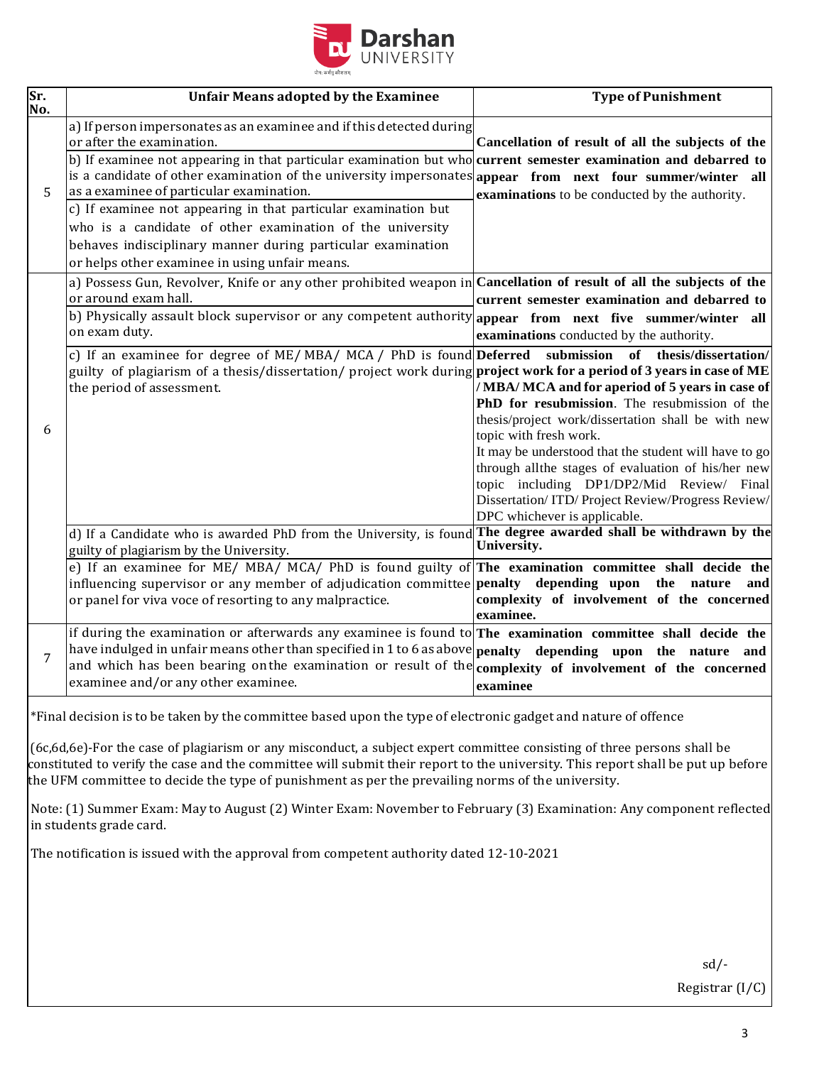| Sr. No. | Unfair Means adopted by the Examinee | Type of Punishment |
|---|---|---|
| 5 | a) If person impersonates as an examinee and if this detected during or after the examination.<br>b) If examinee not appearing in that particular examination but who is a candidate of other examination of the university impersonates as a examinee of particular examination.<br>c) If examinee not appearing in that particular examination but who is a candidate of other examination of the university behaves indisciplinary manner during particular examination or helps other examinee in using unfair means. | **Cancellation of result of all the subjects of the current semester examination and debarred to appear from next four summer/winter all examinations** to be conducted by the authority. |
| 6 | a) Possess Gun, Revolver, Knife or any other prohibited weapon in or around exam hall.<br>b) Physically assault block supervisor or any competent authority on exam duty. | **Cancellation of result of all the subjects of the current semester examination and debarred to appear from next five summer/winter all examinations** conducted by the authority. |
| | c) If an examinee for degree of ME/ MBA/ MCA / PhD is found guilty of plagiarism of a thesis/dissertation/ project work during the period of assessment. | **Deferred submission of thesis/dissertation/ project work for a period of 3 years in case of ME / MBA/ MCA and for aperiod of 5 years in case of PhD for resubmission**. The resubmission of the thesis/project work/dissertation shall be with new topic with fresh work.<br>It may be understood that the student will have to go through allthe stages of evaluation of his/her new topic including DP1/DP2/Mid Review/ Final Dissertation/ ITD/ Project Review/Progress Review/ DPC whichever is applicable. |
| | d) If a Candidate who is awarded PhD from the University, is found guilty of plagiarism by the University. | **The degree awarded shall be withdrawn by the University.** |
| | e) If an examinee for ME/ MBA/ MCA/ PhD is found guilty of influencing supervisor or any member of adjudication committee or panel for viva voce of resorting to any malpractice. | **The examination committee shall decide the penalty depending upon the nature and complexity of involvement of the concerned examinee.** |
| 7 | if during the examination or afterwards any examinee is found to have indulged in unfair means other than specified in 1 to 6 as above and which has been bearing on the examination or result of the examinee and/or any other examinee. | **The examination committee shall decide the penalty depending upon the nature and complexity of involvement of the concerned examinee** |

*Final decision is to be taken by the committee based upon the type of electronic gadget and nature of offence

(6c,6d,6e)-For the case of plagiarism or any misconduct, a subject expert committee consisting of three persons shall be constituted to verify the case and the committee will submit their report to the university. This report shall be put up before the UFM committee to decide the type of punishment as per the prevailing norms of the university.

Note: (1) Summer Exam: May to August (2) Winter Exam: November to February (3) Examination: Any component reflected in students grade card.

The notification is issued with the approval from competent authority dated 12-10-2021

sd/-

Registrar (I/C)